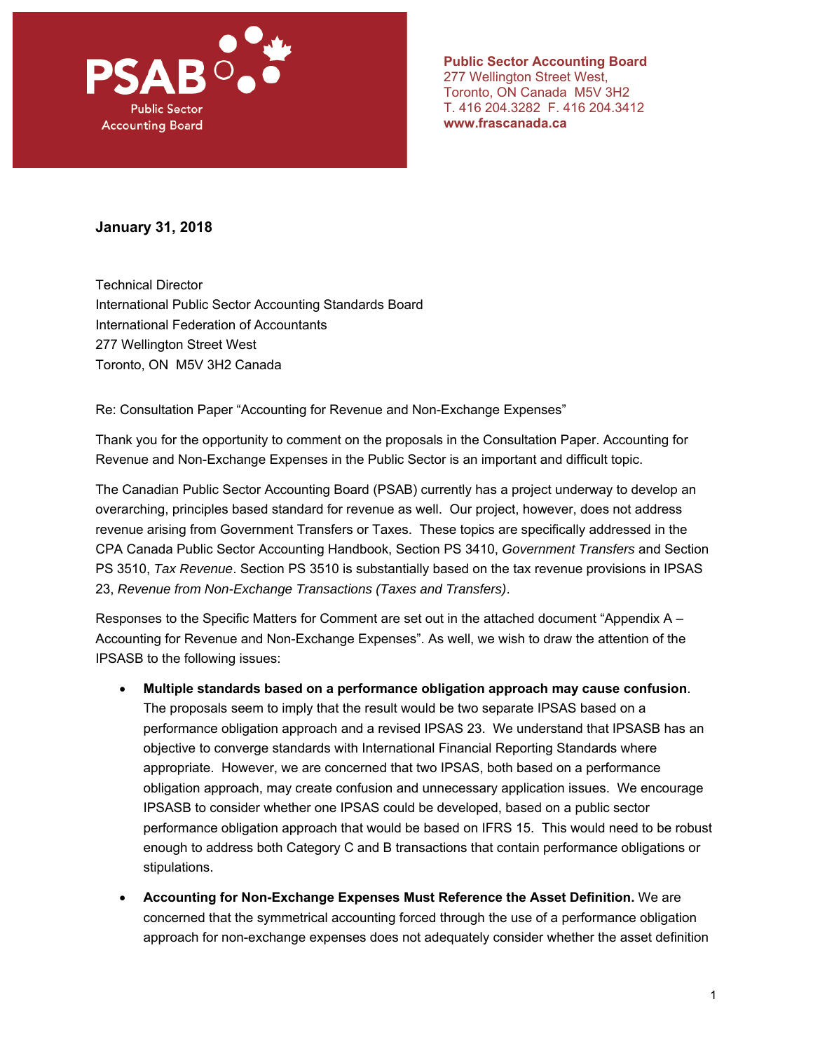PSAB
Public Sector Accounting Board

**Public Sector Accounting Board**
277 Wellington Street West,
Toronto, ON Canada M5V 3H2
T. 416 204.3282 F. 416 204.3412
**www.frascanada.ca**

**January 31, 2018**

Technical Director
International Public Sector Accounting Standards Board
International Federation of Accountants
277 Wellington Street West
Toronto, ON M5V 3H2 Canada

Re: Consultation Paper "Accounting for Revenue and Non-Exchange Expenses"

Thank you for the opportunity to comment on the proposals in the Consultation Paper. Accounting for Revenue and Non-Exchange Expenses in the Public Sector is an important and difficult topic.

The Canadian Public Sector Accounting Board (PSAB) currently has a project underway to develop an overarching, principles based standard for revenue as well. Our project, however, does not address revenue arising from Government Transfers or Taxes. These topics are specifically addressed in the CPA Canada Public Sector Accounting Handbook, Section PS 3410, *Government Transfers* and Section PS 3510, *Tax Revenue*. Section PS 3510 is substantially based on the tax revenue provisions in IPSAS 23, *Revenue from Non-Exchange Transactions (Taxes and Transfers)*.

Responses to the Specific Matters for Comment are set out in the attached document "Appendix A – Accounting for Revenue and Non-Exchange Expenses". As well, we wish to draw the attention of the IPSASB to the following issues:

- **Multiple standards based on a performance obligation approach may cause confusion**. The proposals seem to imply that the result would be two separate IPSAS based on a performance obligation approach and a revised IPSAS 23. We understand that IPSASB has an objective to converge standards with International Financial Reporting Standards where appropriate. However, we are concerned that two IPSAS, both based on a performance obligation approach, may create confusion and unnecessary application issues. We encourage IPSASB to consider whether one IPSAS could be developed, based on a public sector performance obligation approach that would be based on IFRS 15. This would need to be robust enough to address both Category C and B transactions that contain performance obligations or stipulations.
- **Accounting for Non-Exchange Expenses Must Reference the Asset Definition.** We are concerned that the symmetrical accounting forced through the use of a performance obligation approach for non-exchange expenses does not adequately consider whether the asset definition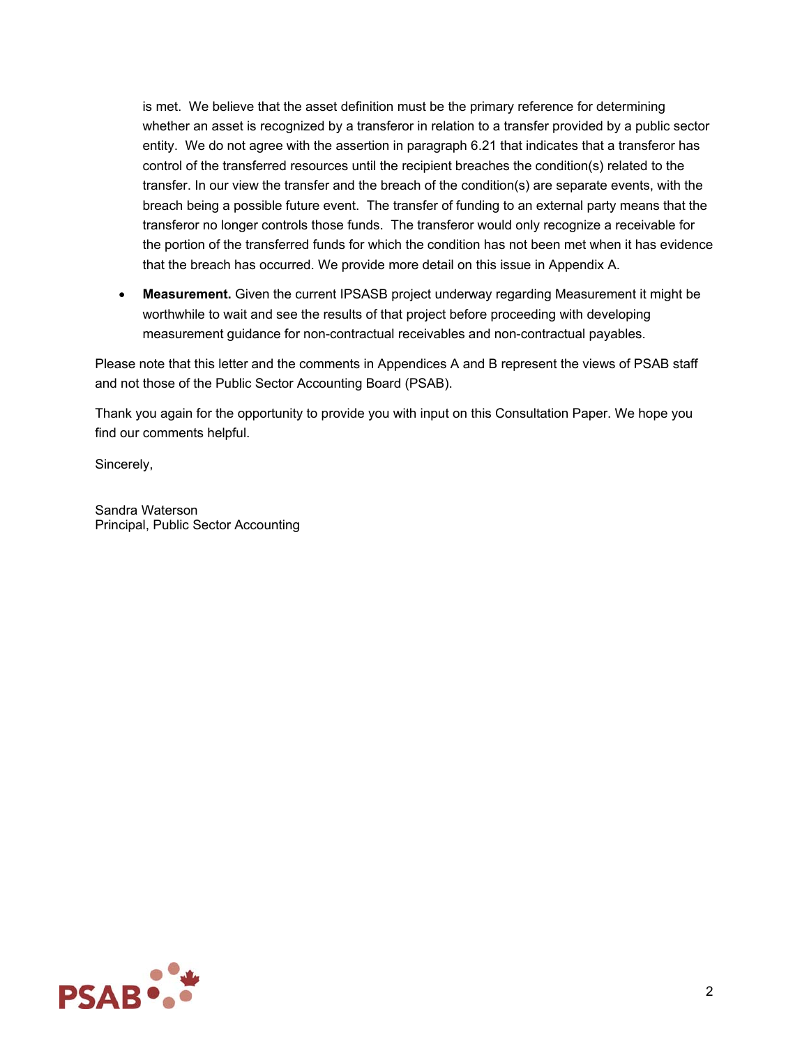is met. We believe that the asset definition must be the primary reference for determining whether an asset is recognized by a transferor in relation to a transfer provided by a public sector entity. We do not agree with the assertion in paragraph 6.21 that indicates that a transferor has control of the transferred resources until the recipient breaches the condition(s) related to the transfer. In our view the transfer and the breach of the condition(s) are separate events, with the breach being a possible future event. The transfer of funding to an external party means that the transferor no longer controls those funds. The transferor would only recognize a receivable for the portion of the transferred funds for which the condition has not been met when it has evidence that the breach has occurred. We provide more detail on this issue in Appendix A.

- **Measurement.** Given the current IPSASB project underway regarding Measurement it might be worthwhile to wait and see the results of that project before proceeding with developing measurement guidance for non-contractual receivables and non-contractual payables.

Please note that this letter and the comments in Appendices A and B represent the views of PSAB staff and not those of the Public Sector Accounting Board (PSAB).

Thank you again for the opportunity to provide you with input on this Consultation Paper. We hope you find our comments helpful.

Sincerely,

Sandra Waterson
Principal, Public Sector Accounting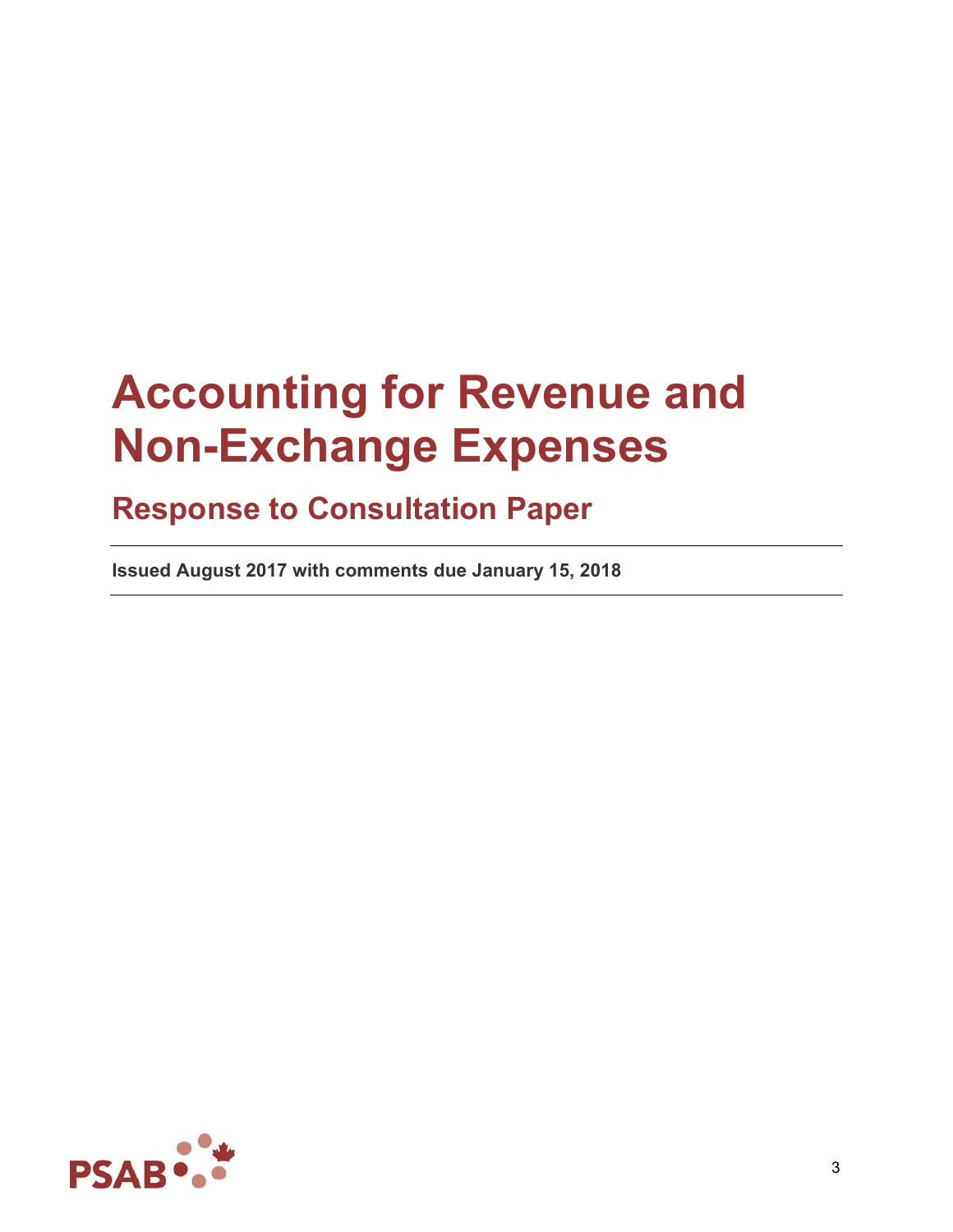# Accounting for Revenue and Non-Exchange Expenses

## Response to Consultation Paper

**Issued August 2017 with comments due January 15, 2018**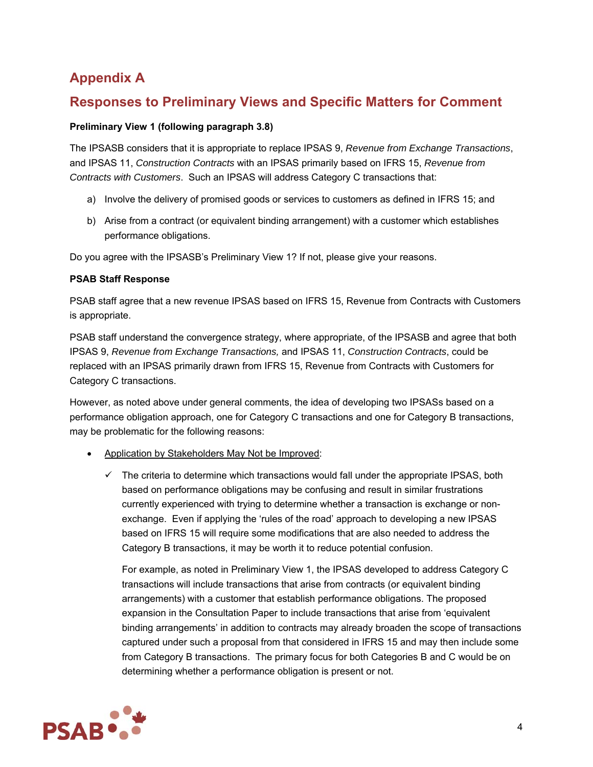## Appendix A

## Responses to Preliminary Views and Specific Matters for Comment

**Preliminary View 1 (following paragraph 3.8)**

The IPSASB considers that it is appropriate to replace IPSAS 9, *Revenue from Exchange Transactions*, and IPSAS 11, *Construction Contracts* with an IPSAS primarily based on IFRS 15, *Revenue from Contracts with Customers*. Such an IPSAS will address Category C transactions that:

a) Involve the delivery of promised goods or services to customers as defined in IFRS 15; and

b) Arise from a contract (or equivalent binding arrangement) with a customer which establishes performance obligations.

Do you agree with the IPSASB's Preliminary View 1? If not, please give your reasons.

**PSAB Staff Response**

PSAB staff agree that a new revenue IPSAS based on IFRS 15, Revenue from Contracts with Customers is appropriate.

PSAB staff understand the convergence strategy, where appropriate, of the IPSASB and agree that both IPSAS 9, *Revenue from Exchange Transactions,* and IPSAS 11, *Construction Contracts*, could be replaced with an IPSAS primarily drawn from IFRS 15, Revenue from Contracts with Customers for Category C transactions.

However, as noted above under general comments, the idea of developing two IPSASs based on a performance obligation approach, one for Category C transactions and one for Category B transactions, may be problematic for the following reasons:

- Application by Stakeholders May Not be Improved:
  - ✓ The criteria to determine which transactions would fall under the appropriate IPSAS, both based on performance obligations may be confusing and result in similar frustrations currently experienced with trying to determine whether a transaction is exchange or non-exchange. Even if applying the 'rules of the road' approach to developing a new IPSAS based on IFRS 15 will require some modifications that are also needed to address the Category B transactions, it may be worth it to reduce potential confusion.

    For example, as noted in Preliminary View 1, the IPSAS developed to address Category C transactions will include transactions that arise from contracts (or equivalent binding arrangements) with a customer that establish performance obligations. The proposed expansion in the Consultation Paper to include transactions that arise from 'equivalent binding arrangements' in addition to contracts may already broaden the scope of transactions captured under such a proposal from that considered in IFRS 15 and may then include some from Category B transactions. The primary focus for both Categories B and C would be on determining whether a performance obligation is present or not.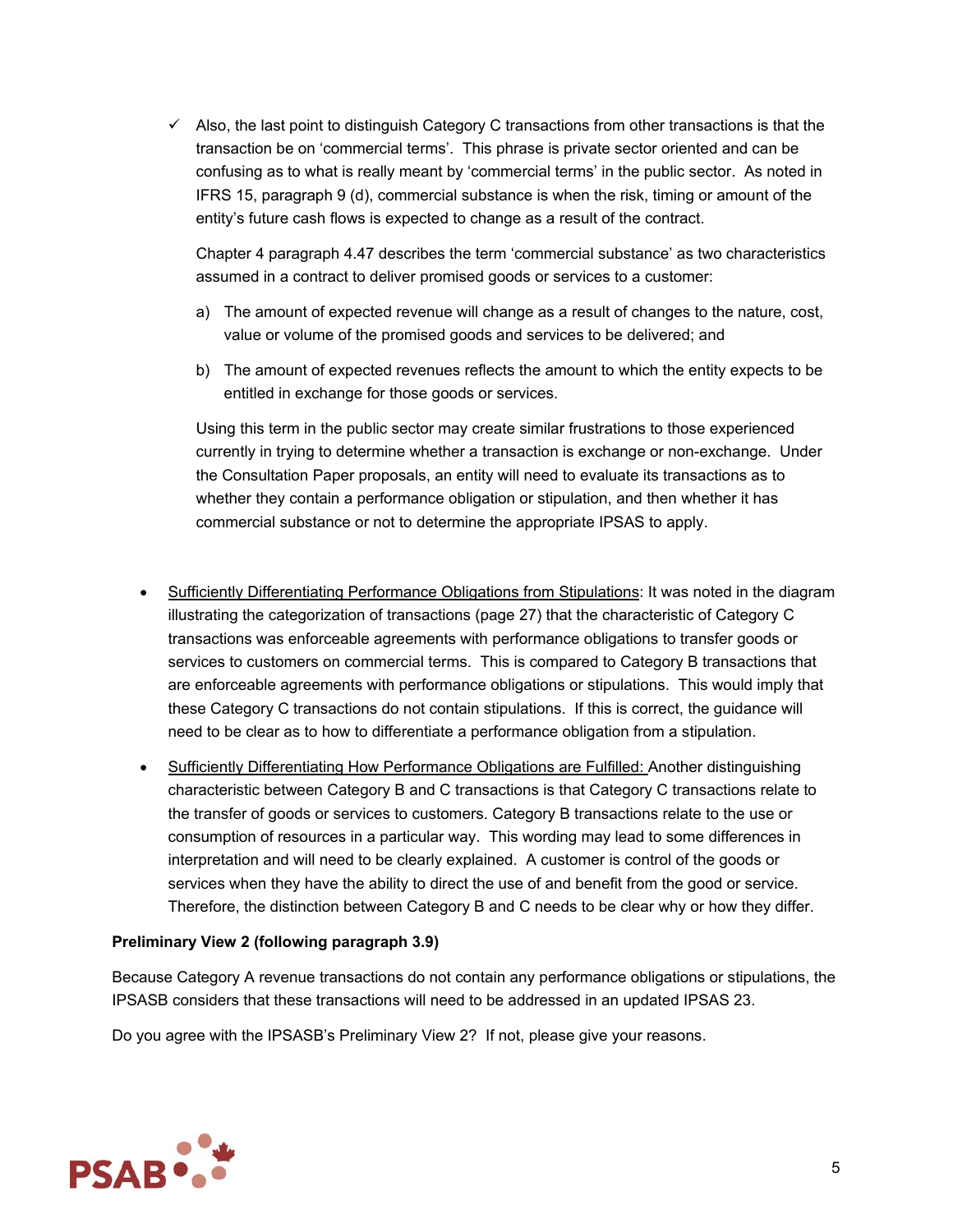- ✓ Also, the last point to distinguish Category C transactions from other transactions is that the transaction be on 'commercial terms'. This phrase is private sector oriented and can be confusing as to what is really meant by 'commercial terms' in the public sector. As noted in IFRS 15, paragraph 9 (d), commercial substance is when the risk, timing or amount of the entity's future cash flows is expected to change as a result of the contract.

  Chapter 4 paragraph 4.47 describes the term 'commercial substance' as two characteristics assumed in a contract to deliver promised goods or services to a customer:

  a) The amount of expected revenue will change as a result of changes to the nature, cost, value or volume of the promised goods and services to be delivered; and

  b) The amount of expected revenues reflects the amount to which the entity expects to be entitled in exchange for those goods or services.

  Using this term in the public sector may create similar frustrations to those experienced currently in trying to determine whether a transaction is exchange or non-exchange. Under the Consultation Paper proposals, an entity will need to evaluate its transactions as to whether they contain a performance obligation or stipulation, and then whether it has commercial substance or not to determine the appropriate IPSAS to apply.

- <u>Sufficiently Differentiating Performance Obligations from Stipulations</u>: It was noted in the diagram illustrating the categorization of transactions (page 27) that the characteristic of Category C transactions was enforceable agreements with performance obligations to transfer goods or services to customers on commercial terms. This is compared to Category B transactions that are enforceable agreements with performance obligations or stipulations. This would imply that these Category C transactions do not contain stipulations. If this is correct, the guidance will need to be clear as to how to differentiate a performance obligation from a stipulation.

- <u>Sufficiently Differentiating How Performance Obligations are Fulfilled:</u> Another distinguishing characteristic between Category B and C transactions is that Category C transactions relate to the transfer of goods or services to customers. Category B transactions relate to the use or consumption of resources in a particular way. This wording may lead to some differences in interpretation and will need to be clearly explained. A customer is control of the goods or services when they have the ability to direct the use of and benefit from the good or service. Therefore, the distinction between Category B and C needs to be clear why or how they differ.

**Preliminary View 2 (following paragraph 3.9)**

Because Category A revenue transactions do not contain any performance obligations or stipulations, the IPSASB considers that these transactions will need to be addressed in an updated IPSAS 23.

Do you agree with the IPSASB's Preliminary View 2? If not, please give your reasons.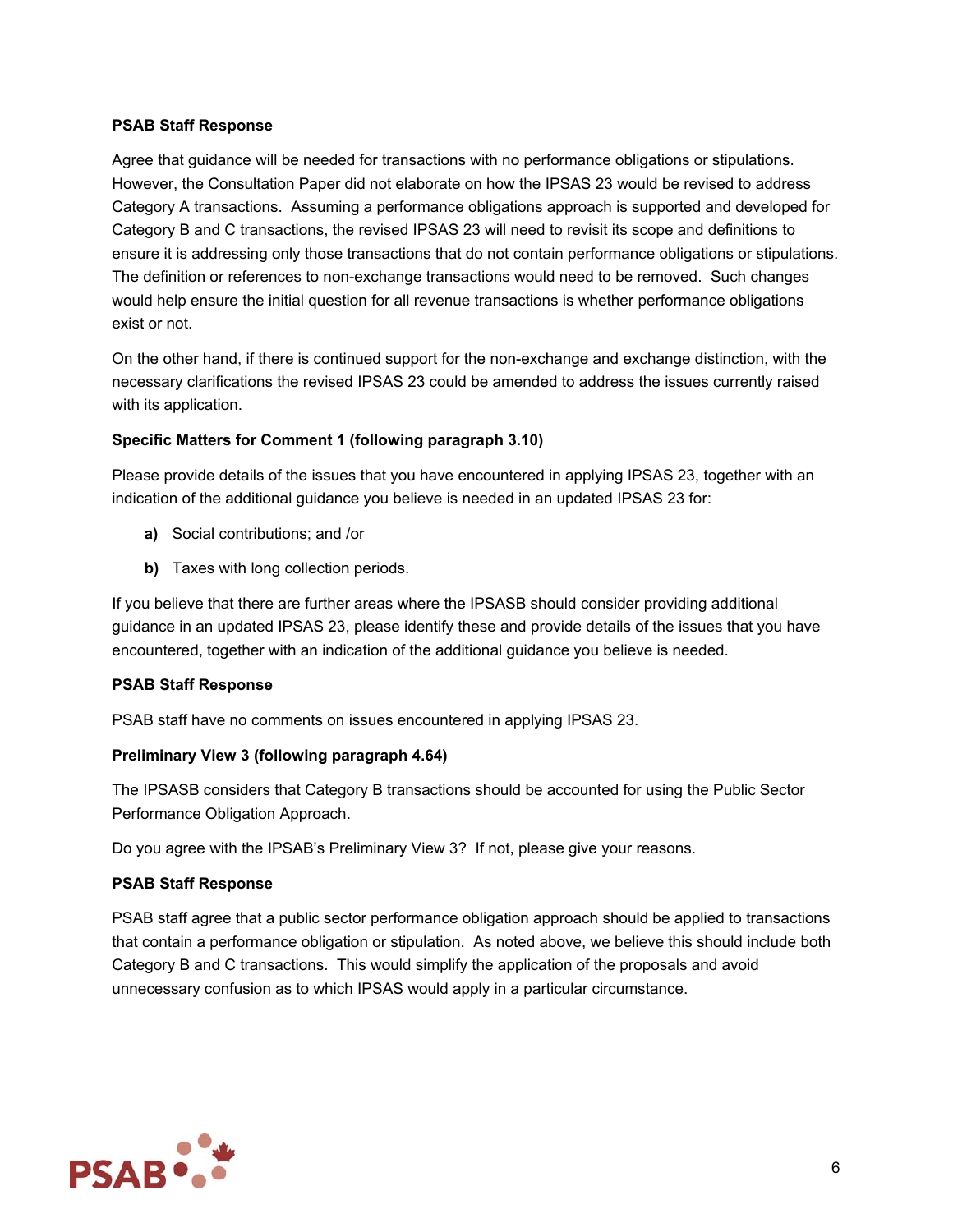**PSAB Staff Response**

Agree that guidance will be needed for transactions with no performance obligations or stipulations. However, the Consultation Paper did not elaborate on how the IPSAS 23 would be revised to address Category A transactions. Assuming a performance obligations approach is supported and developed for Category B and C transactions, the revised IPSAS 23 will need to revisit its scope and definitions to ensure it is addressing only those transactions that do not contain performance obligations or stipulations. The definition or references to non-exchange transactions would need to be removed. Such changes would help ensure the initial question for all revenue transactions is whether performance obligations exist or not.

On the other hand, if there is continued support for the non-exchange and exchange distinction, with the necessary clarifications the revised IPSAS 23 could be amended to address the issues currently raised with its application.

**Specific Matters for Comment 1 (following paragraph 3.10)**

Please provide details of the issues that you have encountered in applying IPSAS 23, together with an indication of the additional guidance you believe is needed in an updated IPSAS 23 for:

- **a)** Social contributions; and /or
- **b)** Taxes with long collection periods.

If you believe that there are further areas where the IPSASB should consider providing additional guidance in an updated IPSAS 23, please identify these and provide details of the issues that you have encountered, together with an indication of the additional guidance you believe is needed.

**PSAB Staff Response**

PSAB staff have no comments on issues encountered in applying IPSAS 23.

**Preliminary View 3 (following paragraph 4.64)**

The IPSASB considers that Category B transactions should be accounted for using the Public Sector Performance Obligation Approach.

Do you agree with the IPSAB's Preliminary View 3? If not, please give your reasons.

**PSAB Staff Response**

PSAB staff agree that a public sector performance obligation approach should be applied to transactions that contain a performance obligation or stipulation. As noted above, we believe this should include both Category B and C transactions. This would simplify the application of the proposals and avoid unnecessary confusion as to which IPSAS would apply in a particular circumstance.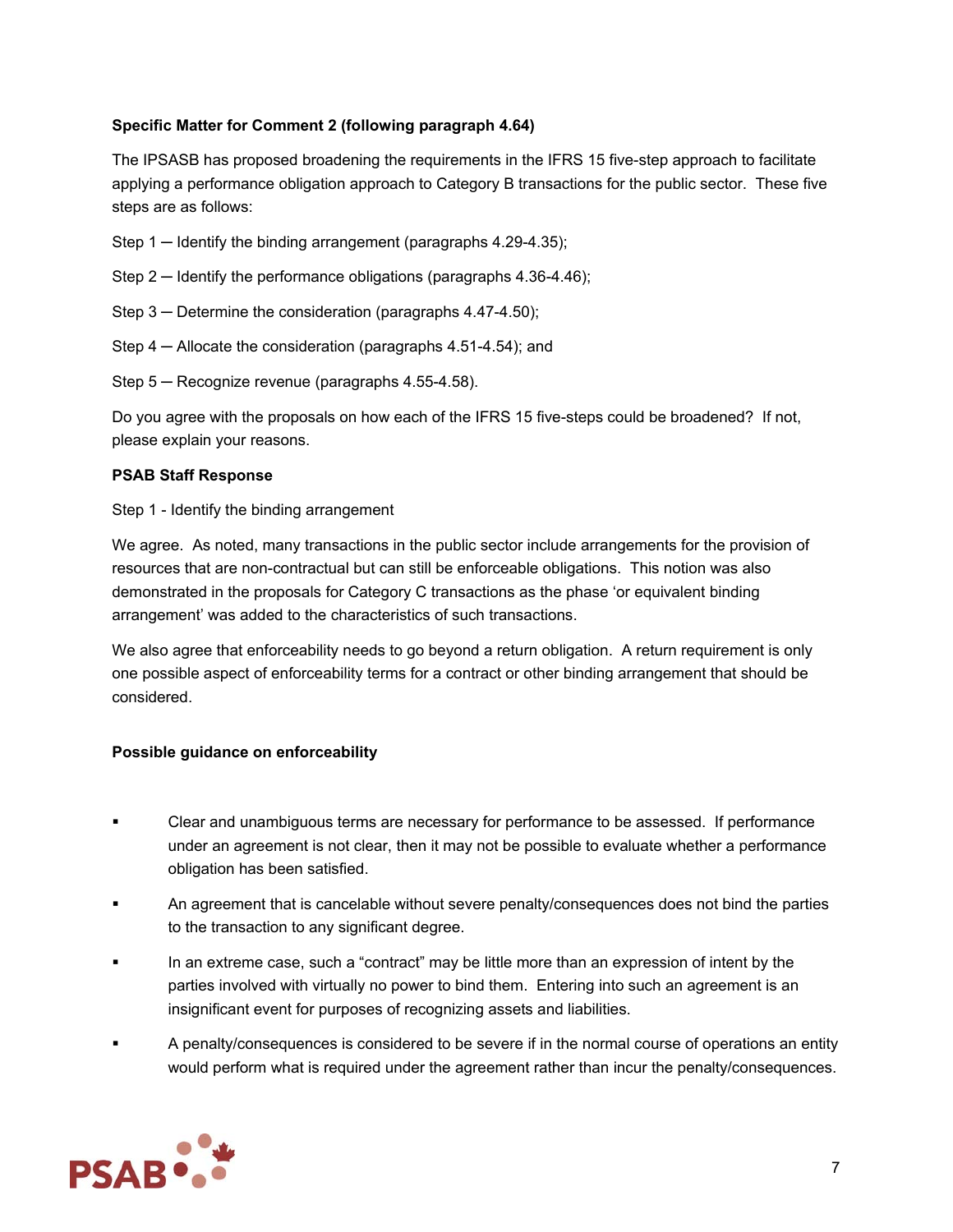**Specific Matter for Comment 2 (following paragraph 4.64)**

The IPSASB has proposed broadening the requirements in the IFRS 15 five-step approach to facilitate applying a performance obligation approach to Category B transactions for the public sector. These five steps are as follows:

Step 1 — Identify the binding arrangement (paragraphs 4.29-4.35);

Step 2 — Identify the performance obligations (paragraphs 4.36-4.46);

Step 3 — Determine the consideration (paragraphs 4.47-4.50);

Step 4 — Allocate the consideration (paragraphs 4.51-4.54); and

Step 5 — Recognize revenue (paragraphs 4.55-4.58).

Do you agree with the proposals on how each of the IFRS 15 five-steps could be broadened? If not, please explain your reasons.

**PSAB Staff Response**

Step 1 - Identify the binding arrangement

We agree. As noted, many transactions in the public sector include arrangements for the provision of resources that are non-contractual but can still be enforceable obligations. This notion was also demonstrated in the proposals for Category C transactions as the phase 'or equivalent binding arrangement' was added to the characteristics of such transactions.

We also agree that enforceability needs to go beyond a return obligation. A return requirement is only one possible aspect of enforceability terms for a contract or other binding arrangement that should be considered.

**Possible guidance on enforceability**

- Clear and unambiguous terms are necessary for performance to be assessed. If performance under an agreement is not clear, then it may not be possible to evaluate whether a performance obligation has been satisfied.
- An agreement that is cancelable without severe penalty/consequences does not bind the parties to the transaction to any significant degree.
- In an extreme case, such a "contract" may be little more than an expression of intent by the parties involved with virtually no power to bind them. Entering into such an agreement is an insignificant event for purposes of recognizing assets and liabilities.
- A penalty/consequences is considered to be severe if in the normal course of operations an entity would perform what is required under the agreement rather than incur the penalty/consequences.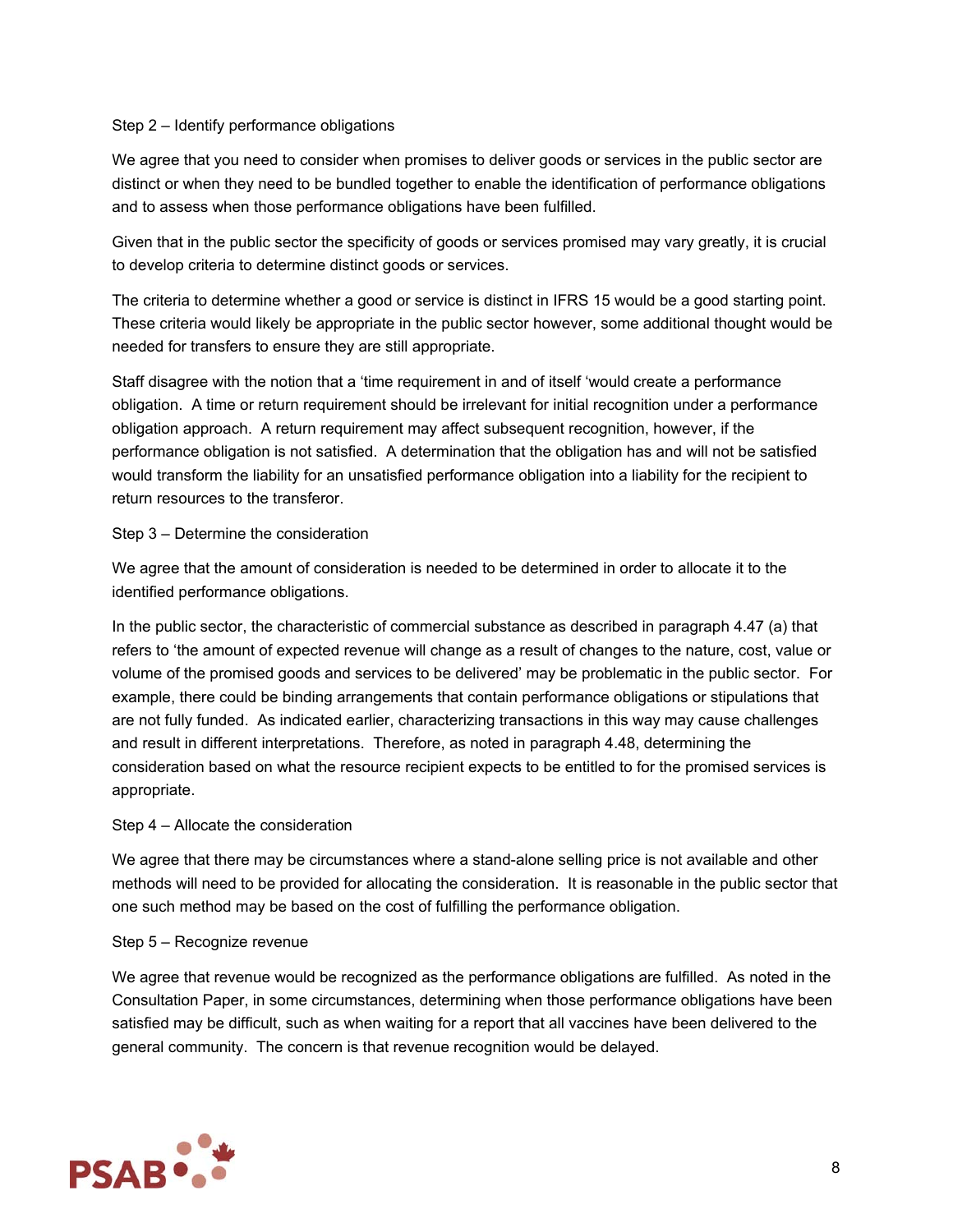Step 2 – Identify performance obligations

We agree that you need to consider when promises to deliver goods or services in the public sector are distinct or when they need to be bundled together to enable the identification of performance obligations and to assess when those performance obligations have been fulfilled.

Given that in the public sector the specificity of goods or services promised may vary greatly, it is crucial to develop criteria to determine distinct goods or services.

The criteria to determine whether a good or service is distinct in IFRS 15 would be a good starting point. These criteria would likely be appropriate in the public sector however, some additional thought would be needed for transfers to ensure they are still appropriate.

Staff disagree with the notion that a 'time requirement in and of itself 'would create a performance obligation. A time or return requirement should be irrelevant for initial recognition under a performance obligation approach. A return requirement may affect subsequent recognition, however, if the performance obligation is not satisfied. A determination that the obligation has and will not be satisfied would transform the liability for an unsatisfied performance obligation into a liability for the recipient to return resources to the transferor.

Step 3 – Determine the consideration

We agree that the amount of consideration is needed to be determined in order to allocate it to the identified performance obligations.

In the public sector, the characteristic of commercial substance as described in paragraph 4.47 (a) that refers to 'the amount of expected revenue will change as a result of changes to the nature, cost, value or volume of the promised goods and services to be delivered' may be problematic in the public sector. For example, there could be binding arrangements that contain performance obligations or stipulations that are not fully funded. As indicated earlier, characterizing transactions in this way may cause challenges and result in different interpretations. Therefore, as noted in paragraph 4.48, determining the consideration based on what the resource recipient expects to be entitled to for the promised services is appropriate.

Step 4 – Allocate the consideration

We agree that there may be circumstances where a stand-alone selling price is not available and other methods will need to be provided for allocating the consideration. It is reasonable in the public sector that one such method may be based on the cost of fulfilling the performance obligation.

Step 5 – Recognize revenue

We agree that revenue would be recognized as the performance obligations are fulfilled. As noted in the Consultation Paper, in some circumstances, determining when those performance obligations have been satisfied may be difficult, such as when waiting for a report that all vaccines have been delivered to the general community. The concern is that revenue recognition would be delayed.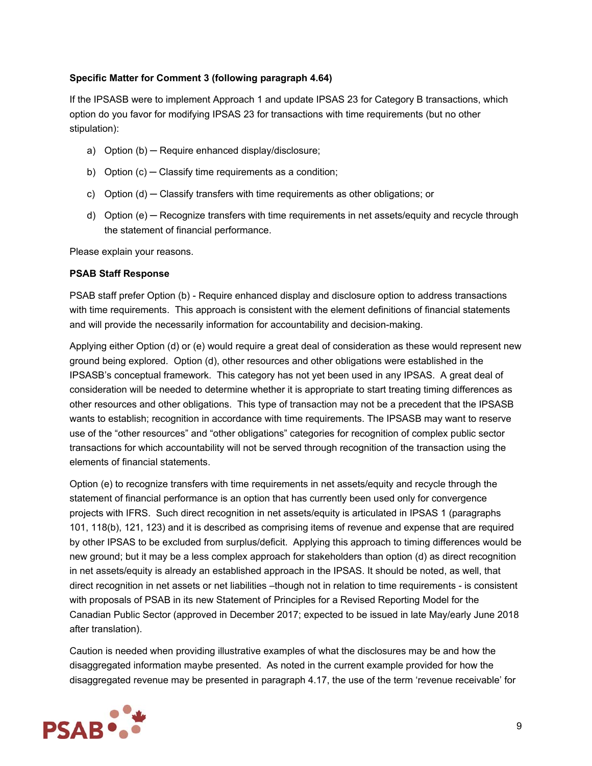**Specific Matter for Comment 3 (following paragraph 4.64)**

If the IPSASB were to implement Approach 1 and update IPSAS 23 for Category B transactions, which option do you favor for modifying IPSAS 23 for transactions with time requirements (but no other stipulation):

a) Option (b) ─ Require enhanced display/disclosure;

b) Option (c) ─ Classify time requirements as a condition;

c) Option (d) ─ Classify transfers with time requirements as other obligations; or

d) Option (e) ─ Recognize transfers with time requirements in net assets/equity and recycle through the statement of financial performance.

Please explain your reasons.

**PSAB Staff Response**

PSAB staff prefer Option (b) - Require enhanced display and disclosure option to address transactions with time requirements. This approach is consistent with the element definitions of financial statements and will provide the necessarily information for accountability and decision-making.

Applying either Option (d) or (e) would require a great deal of consideration as these would represent new ground being explored. Option (d), other resources and other obligations were established in the IPSASB's conceptual framework. This category has not yet been used in any IPSAS. A great deal of consideration will be needed to determine whether it is appropriate to start treating timing differences as other resources and other obligations. This type of transaction may not be a precedent that the IPSASB wants to establish; recognition in accordance with time requirements. The IPSASB may want to reserve use of the "other resources" and "other obligations" categories for recognition of complex public sector transactions for which accountability will not be served through recognition of the transaction using the elements of financial statements.

Option (e) to recognize transfers with time requirements in net assets/equity and recycle through the statement of financial performance is an option that has currently been used only for convergence projects with IFRS. Such direct recognition in net assets/equity is articulated in IPSAS 1 (paragraphs 101, 118(b), 121, 123) and it is described as comprising items of revenue and expense that are required by other IPSAS to be excluded from surplus/deficit. Applying this approach to timing differences would be new ground; but it may be a less complex approach for stakeholders than option (d) as direct recognition in net assets/equity is already an established approach in the IPSAS. It should be noted, as well, that direct recognition in net assets or net liabilities –though not in relation to time requirements - is consistent with proposals of PSAB in its new Statement of Principles for a Revised Reporting Model for the Canadian Public Sector (approved in December 2017; expected to be issued in late May/early June 2018 after translation).

Caution is needed when providing illustrative examples of what the disclosures may be and how the disaggregated information maybe presented. As noted in the current example provided for how the disaggregated revenue may be presented in paragraph 4.17, the use of the term 'revenue receivable' for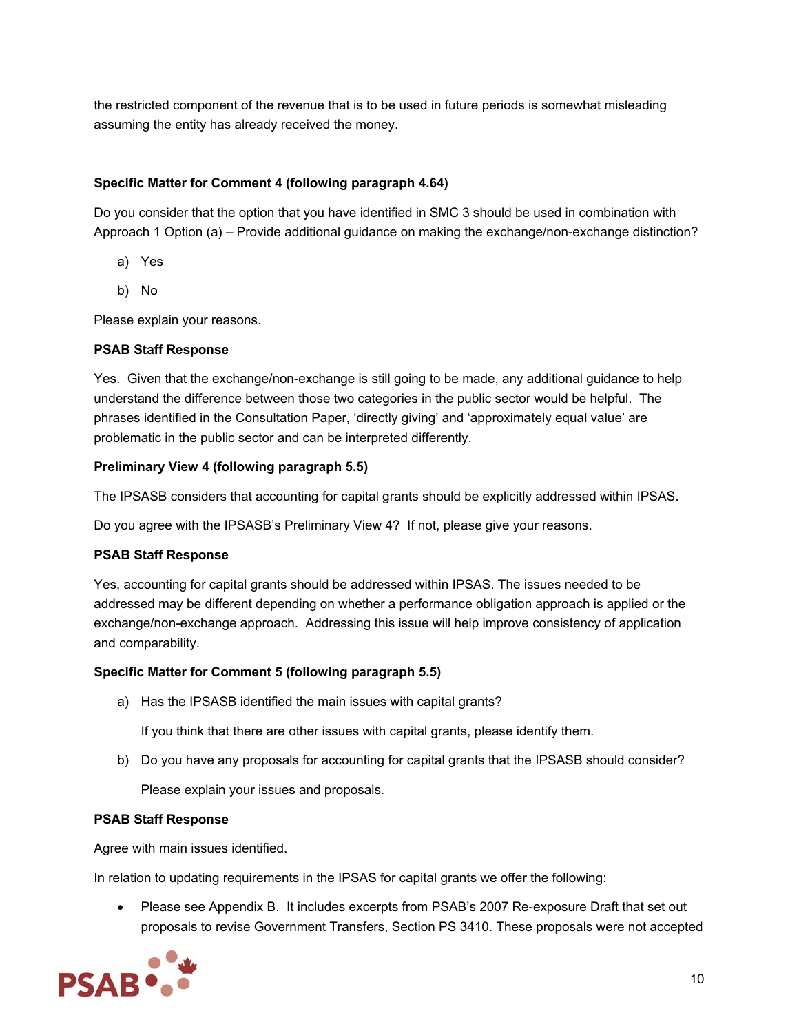the restricted component of the revenue that is to be used in future periods is somewhat misleading assuming the entity has already received the money.

**Specific Matter for Comment 4 (following paragraph 4.64)**

Do you consider that the option that you have identified in SMC 3 should be used in combination with Approach 1 Option (a) – Provide additional guidance on making the exchange/non-exchange distinction?

a) Yes

b) No

Please explain your reasons.

**PSAB Staff Response**

Yes. Given that the exchange/non-exchange is still going to be made, any additional guidance to help understand the difference between those two categories in the public sector would be helpful. The phrases identified in the Consultation Paper, 'directly giving' and 'approximately equal value' are problematic in the public sector and can be interpreted differently.

**Preliminary View 4 (following paragraph 5.5)**

The IPSASB considers that accounting for capital grants should be explicitly addressed within IPSAS.

Do you agree with the IPSASB's Preliminary View 4? If not, please give your reasons.

**PSAB Staff Response**

Yes, accounting for capital grants should be addressed within IPSAS. The issues needed to be addressed may be different depending on whether a performance obligation approach is applied or the exchange/non-exchange approach. Addressing this issue will help improve consistency of application and comparability.

**Specific Matter for Comment 5 (following paragraph 5.5)**

a) Has the IPSASB identified the main issues with capital grants?

   If you think that there are other issues with capital grants, please identify them.

b) Do you have any proposals for accounting for capital grants that the IPSASB should consider?

   Please explain your issues and proposals.

**PSAB Staff Response**

Agree with main issues identified.

In relation to updating requirements in the IPSAS for capital grants we offer the following:

- Please see Appendix B. It includes excerpts from PSAB's 2007 Re-exposure Draft that set out proposals to revise Government Transfers, Section PS 3410. These proposals were not accepted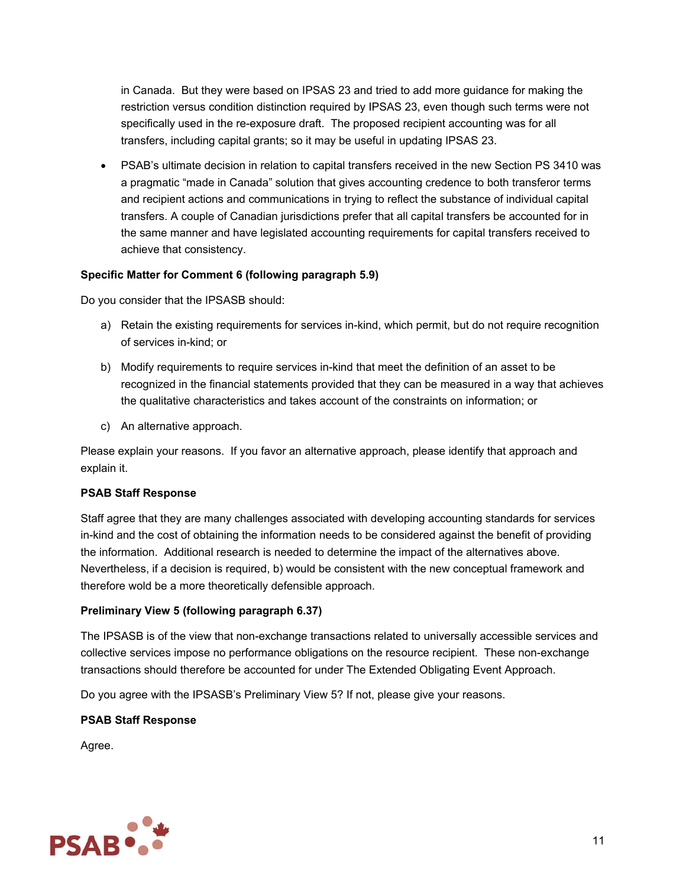in Canada. But they were based on IPSAS 23 and tried to add more guidance for making the restriction versus condition distinction required by IPSAS 23, even though such terms were not specifically used in the re-exposure draft. The proposed recipient accounting was for all transfers, including capital grants; so it may be useful in updating IPSAS 23.

- PSAB's ultimate decision in relation to capital transfers received in the new Section PS 3410 was a pragmatic "made in Canada" solution that gives accounting credence to both transferor terms and recipient actions and communications in trying to reflect the substance of individual capital transfers. A couple of Canadian jurisdictions prefer that all capital transfers be accounted for in the same manner and have legislated accounting requirements for capital transfers received to achieve that consistency.

**Specific Matter for Comment 6 (following paragraph 5.9)**

Do you consider that the IPSASB should:

a) Retain the existing requirements for services in-kind, which permit, but do not require recognition of services in-kind; or

b) Modify requirements to require services in-kind that meet the definition of an asset to be recognized in the financial statements provided that they can be measured in a way that achieves the qualitative characteristics and takes account of the constraints on information; or

c) An alternative approach.

Please explain your reasons. If you favor an alternative approach, please identify that approach and explain it.

**PSAB Staff Response**

Staff agree that they are many challenges associated with developing accounting standards for services in-kind and the cost of obtaining the information needs to be considered against the benefit of providing the information. Additional research is needed to determine the impact of the alternatives above. Nevertheless, if a decision is required, b) would be consistent with the new conceptual framework and therefore wold be a more theoretically defensible approach.

**Preliminary View 5 (following paragraph 6.37)**

The IPSASB is of the view that non-exchange transactions related to universally accessible services and collective services impose no performance obligations on the resource recipient. These non-exchange transactions should therefore be accounted for under The Extended Obligating Event Approach.

Do you agree with the IPSASB's Preliminary View 5? If not, please give your reasons.

**PSAB Staff Response**

Agree.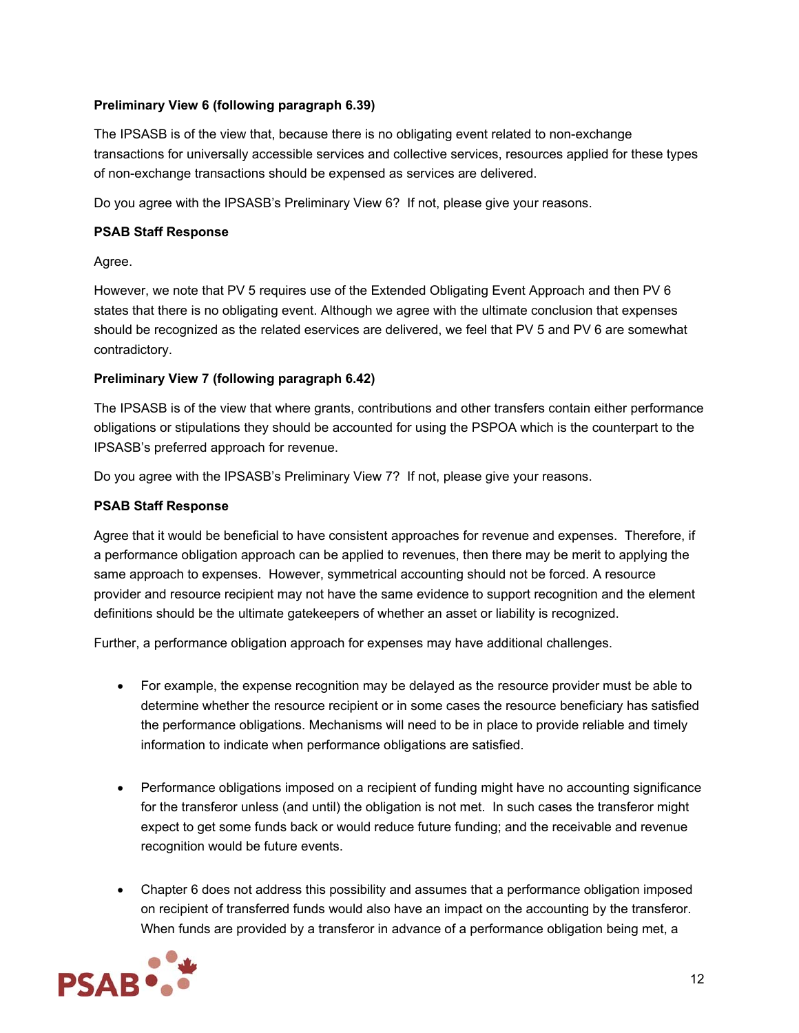**Preliminary View 6 (following paragraph 6.39)**

The IPSASB is of the view that, because there is no obligating event related to non-exchange transactions for universally accessible services and collective services, resources applied for these types of non-exchange transactions should be expensed as services are delivered.

Do you agree with the IPSASB's Preliminary View 6? If not, please give your reasons.

**PSAB Staff Response**

Agree.

However, we note that PV 5 requires use of the Extended Obligating Event Approach and then PV 6 states that there is no obligating event. Although we agree with the ultimate conclusion that expenses should be recognized as the related eservices are delivered, we feel that PV 5 and PV 6 are somewhat contradictory.

**Preliminary View 7 (following paragraph 6.42)**

The IPSASB is of the view that where grants, contributions and other transfers contain either performance obligations or stipulations they should be accounted for using the PSPOA which is the counterpart to the IPSASB's preferred approach for revenue.

Do you agree with the IPSASB's Preliminary View 7? If not, please give your reasons.

**PSAB Staff Response**

Agree that it would be beneficial to have consistent approaches for revenue and expenses. Therefore, if a performance obligation approach can be applied to revenues, then there may be merit to applying the same approach to expenses. However, symmetrical accounting should not be forced. A resource provider and resource recipient may not have the same evidence to support recognition and the element definitions should be the ultimate gatekeepers of whether an asset or liability is recognized.

Further, a performance obligation approach for expenses may have additional challenges.

- For example, the expense recognition may be delayed as the resource provider must be able to determine whether the resource recipient or in some cases the resource beneficiary has satisfied the performance obligations. Mechanisms will need to be in place to provide reliable and timely information to indicate when performance obligations are satisfied.
- Performance obligations imposed on a recipient of funding might have no accounting significance for the transferor unless (and until) the obligation is not met. In such cases the transferor might expect to get some funds back or would reduce future funding; and the receivable and revenue recognition would be future events.
- Chapter 6 does not address this possibility and assumes that a performance obligation imposed on recipient of transferred funds would also have an impact on the accounting by the transferor. When funds are provided by a transferor in advance of a performance obligation being met, a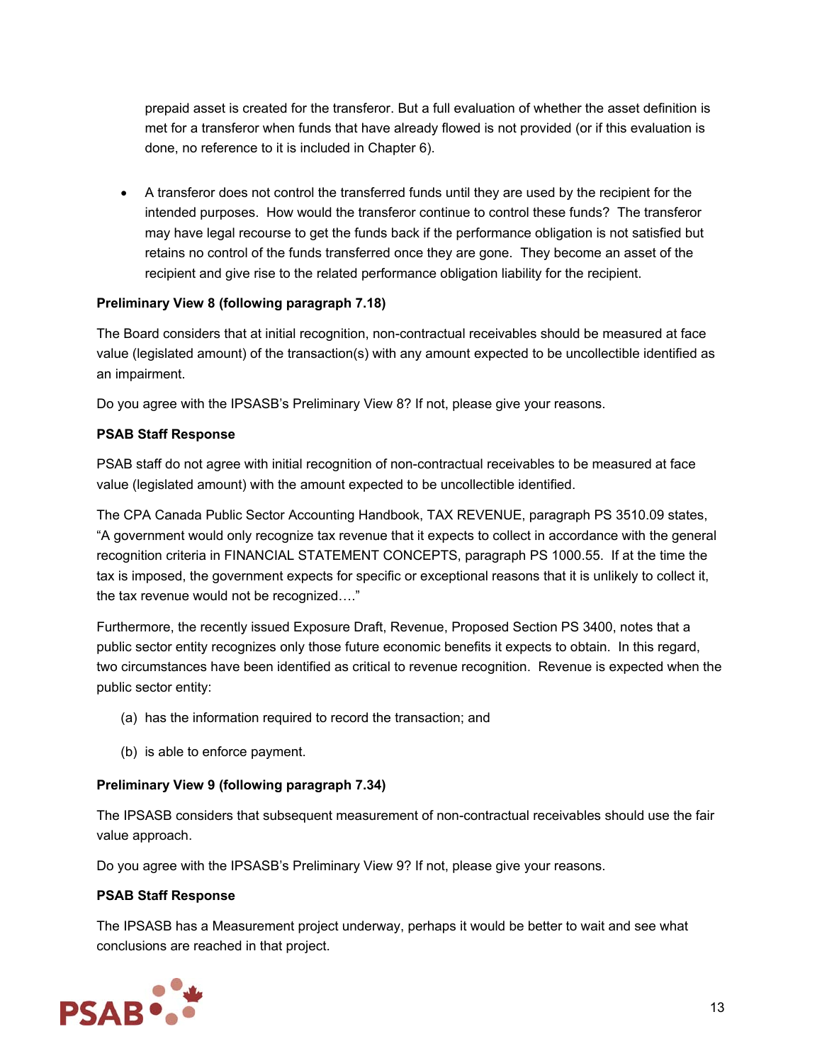prepaid asset is created for the transferor. But a full evaluation of whether the asset definition is met for a transferor when funds that have already flowed is not provided (or if this evaluation is done, no reference to it is included in Chapter 6).

- A transferor does not control the transferred funds until they are used by the recipient for the intended purposes. How would the transferor continue to control these funds? The transferor may have legal recourse to get the funds back if the performance obligation is not satisfied but retains no control of the funds transferred once they are gone. They become an asset of the recipient and give rise to the related performance obligation liability for the recipient.

**Preliminary View 8 (following paragraph 7.18)**

The Board considers that at initial recognition, non-contractual receivables should be measured at face value (legislated amount) of the transaction(s) with any amount expected to be uncollectible identified as an impairment.

Do you agree with the IPSASB's Preliminary View 8? If not, please give your reasons.

**PSAB Staff Response**

PSAB staff do not agree with initial recognition of non-contractual receivables to be measured at face value (legislated amount) with the amount expected to be uncollectible identified.

The CPA Canada Public Sector Accounting Handbook, TAX REVENUE, paragraph PS 3510.09 states, "A government would only recognize tax revenue that it expects to collect in accordance with the general recognition criteria in FINANCIAL STATEMENT CONCEPTS, paragraph PS 1000.55. If at the time the tax is imposed, the government expects for specific or exceptional reasons that it is unlikely to collect it, the tax revenue would not be recognized…."

Furthermore, the recently issued Exposure Draft, Revenue, Proposed Section PS 3400, notes that a public sector entity recognizes only those future economic benefits it expects to obtain. In this regard, two circumstances have been identified as critical to revenue recognition. Revenue is expected when the public sector entity:

(a) has the information required to record the transaction; and

(b) is able to enforce payment.

**Preliminary View 9 (following paragraph 7.34)**

The IPSASB considers that subsequent measurement of non-contractual receivables should use the fair value approach.

Do you agree with the IPSASB's Preliminary View 9? If not, please give your reasons.

**PSAB Staff Response**

The IPSASB has a Measurement project underway, perhaps it would be better to wait and see what conclusions are reached in that project.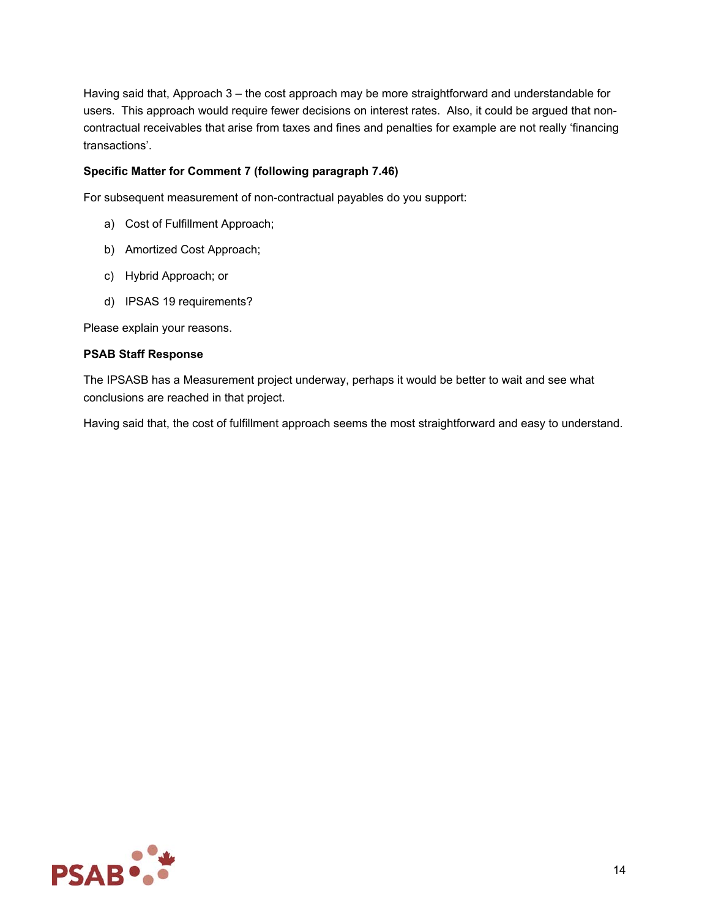Having said that, Approach 3 – the cost approach may be more straightforward and understandable for users. This approach would require fewer decisions on interest rates. Also, it could be argued that non-contractual receivables that arise from taxes and fines and penalties for example are not really 'financing transactions'.

**Specific Matter for Comment 7 (following paragraph 7.46)**

For subsequent measurement of non-contractual payables do you support:

a) Cost of Fulfillment Approach;

b) Amortized Cost Approach;

c) Hybrid Approach; or

d) IPSAS 19 requirements?

Please explain your reasons.

**PSAB Staff Response**

The IPSASB has a Measurement project underway, perhaps it would be better to wait and see what conclusions are reached in that project.

Having said that, the cost of fulfillment approach seems the most straightforward and easy to understand.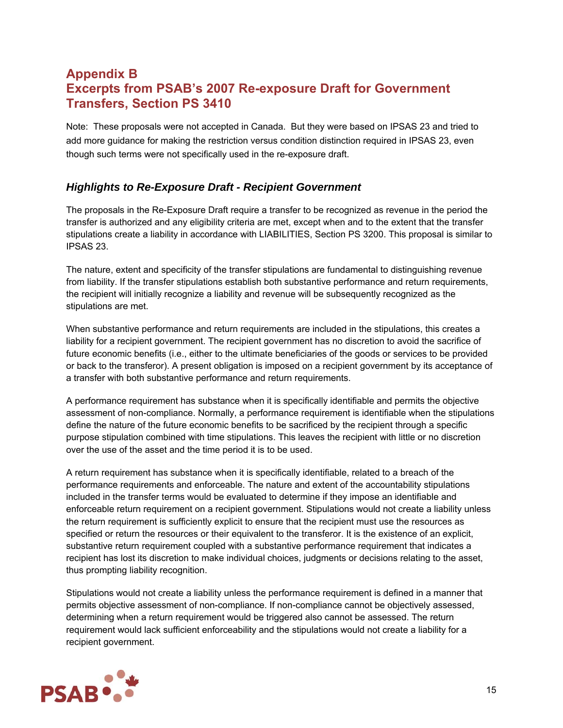# Appendix B
# Excerpts from PSAB's 2007 Re-exposure Draft for Government Transfers, Section PS 3410

Note: These proposals were not accepted in Canada. But they were based on IPSAS 23 and tried to add more guidance for making the restriction versus condition distinction required in IPSAS 23, even though such terms were not specifically used in the re-exposure draft.

## *Highlights to Re-Exposure Draft - Recipient Government*

The proposals in the Re-Exposure Draft require a transfer to be recognized as revenue in the period the transfer is authorized and any eligibility criteria are met, except when and to the extent that the transfer stipulations create a liability in accordance with LIABILITIES, Section PS 3200. This proposal is similar to IPSAS 23.

The nature, extent and specificity of the transfer stipulations are fundamental to distinguishing revenue from liability. If the transfer stipulations establish both substantive performance and return requirements, the recipient will initially recognize a liability and revenue will be subsequently recognized as the stipulations are met.

When substantive performance and return requirements are included in the stipulations, this creates a liability for a recipient government. The recipient government has no discretion to avoid the sacrifice of future economic benefits (i.e., either to the ultimate beneficiaries of the goods or services to be provided or back to the transferor). A present obligation is imposed on a recipient government by its acceptance of a transfer with both substantive performance and return requirements.

A performance requirement has substance when it is specifically identifiable and permits the objective assessment of non-compliance. Normally, a performance requirement is identifiable when the stipulations define the nature of the future economic benefits to be sacrificed by the recipient through a specific purpose stipulation combined with time stipulations. This leaves the recipient with little or no discretion over the use of the asset and the time period it is to be used.

A return requirement has substance when it is specifically identifiable, related to a breach of the performance requirements and enforceable. The nature and extent of the accountability stipulations included in the transfer terms would be evaluated to determine if they impose an identifiable and enforceable return requirement on a recipient government. Stipulations would not create a liability unless the return requirement is sufficiently explicit to ensure that the recipient must use the resources as specified or return the resources or their equivalent to the transferor. It is the existence of an explicit, substantive return requirement coupled with a substantive performance requirement that indicates a recipient has lost its discretion to make individual choices, judgments or decisions relating to the asset, thus prompting liability recognition.

Stipulations would not create a liability unless the performance requirement is defined in a manner that permits objective assessment of non-compliance. If non-compliance cannot be objectively assessed, determining when a return requirement would be triggered also cannot be assessed. The return requirement would lack sufficient enforceability and the stipulations would not create a liability for a recipient government.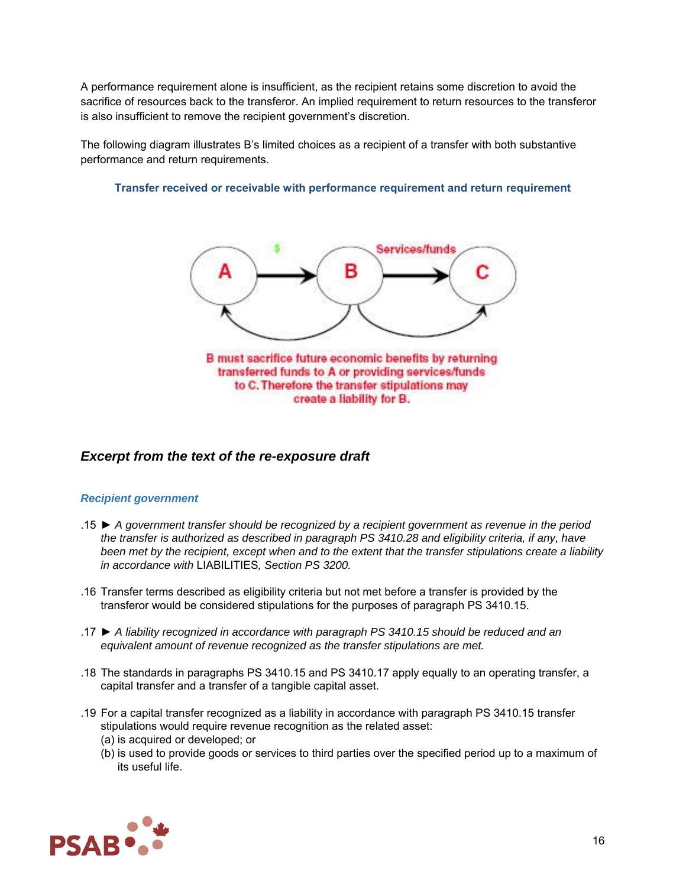A performance requirement alone is insufficient, as the recipient retains some discretion to avoid the sacrifice of resources back to the transferor. An implied requirement to return resources to the transferor is also insufficient to remove the recipient government's discretion.

The following diagram illustrates B's limited choices as a recipient of a transfer with both substantive performance and return requirements.

**Transfer received or receivable with performance requirement and return requirement**

$ A → B → C Services/funds

B must sacrifice future economic benefits by returning transferred funds to A or providing services/funds to C. Therefore the transfer stipulations may create a liability for B.

## *Excerpt from the text of the re-exposure draft*

### *Recipient government*

.15 ► *A government transfer should be recognized by a recipient government as revenue in the period the transfer is authorized as described in paragraph PS 3410.28 and eligibility criteria, if any, have been met by the recipient, except when and to the extent that the transfer stipulations create a liability in accordance with* LIABILITIES*, Section PS 3200.*

.16 Transfer terms described as eligibility criteria but not met before a transfer is provided by the transferor would be considered stipulations for the purposes of paragraph PS 3410.15.

.17 ► *A liability recognized in accordance with paragraph PS 3410.15 should be reduced and an equivalent amount of revenue recognized as the transfer stipulations are met.*

.18 The standards in paragraphs PS 3410.15 and PS 3410.17 apply equally to an operating transfer, a capital transfer and a transfer of a tangible capital asset.

.19 For a capital transfer recognized as a liability in accordance with paragraph PS 3410.15 transfer stipulations would require revenue recognition as the related asset:

(a) is acquired or developed; or

(b) is used to provide goods or services to third parties over the specified period up to a maximum of its useful life.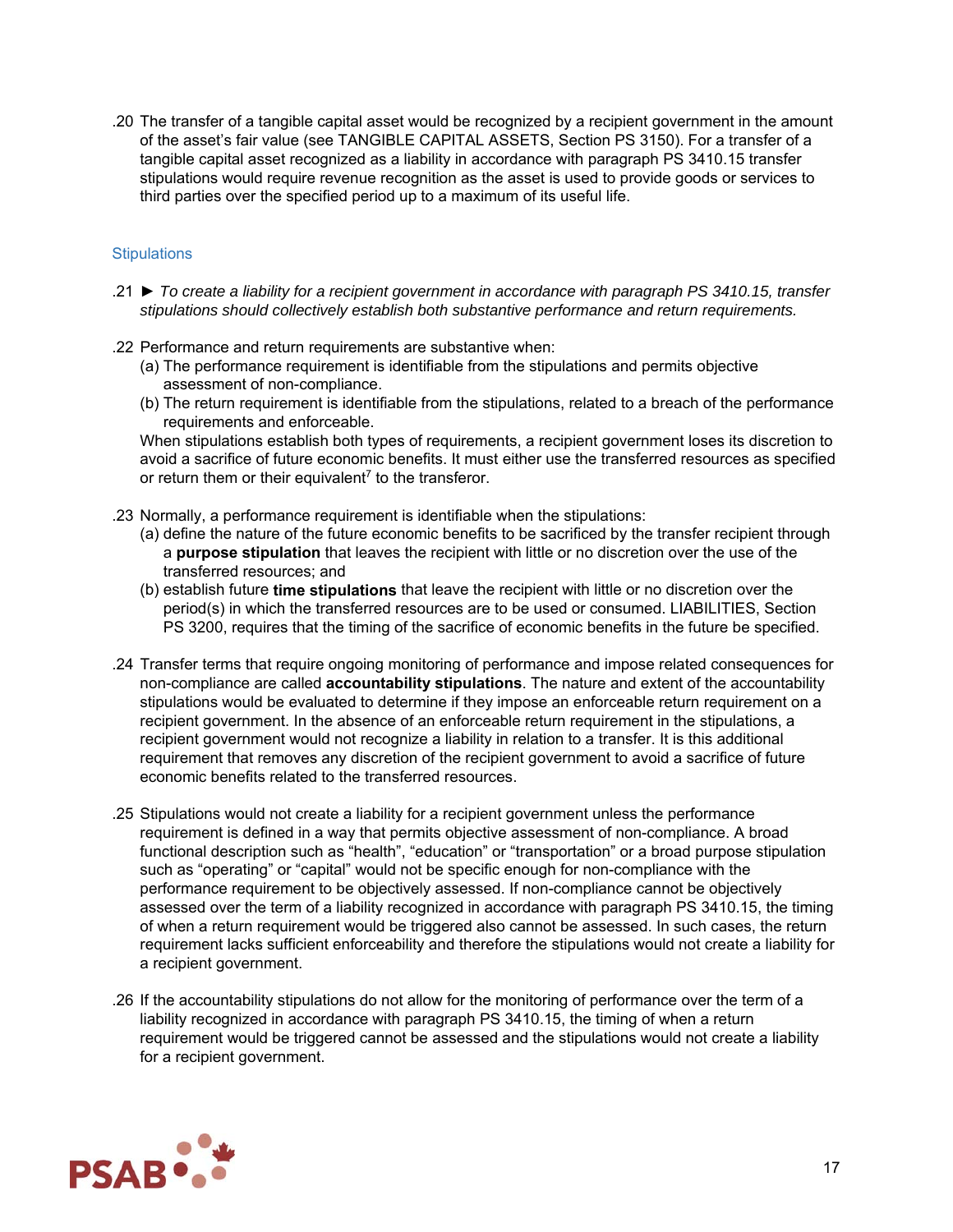.20 The transfer of a tangible capital asset would be recognized by a recipient government in the amount of the asset's fair value (see TANGIBLE CAPITAL ASSETS, Section PS 3150). For a transfer of a tangible capital asset recognized as a liability in accordance with paragraph PS 3410.15 transfer stipulations would require revenue recognition as the asset is used to provide goods or services to third parties over the specified period up to a maximum of its useful life.

## Stipulations

.21 ► *To create a liability for a recipient government in accordance with paragraph PS 3410.15, transfer stipulations should collectively establish both substantive performance and return requirements.*

.22 Performance and return requirements are substantive when:

(a) The performance requirement is identifiable from the stipulations and permits objective assessment of non-compliance.

(b) The return requirement is identifiable from the stipulations, related to a breach of the performance requirements and enforceable.

When stipulations establish both types of requirements, a recipient government loses its discretion to avoid a sacrifice of future economic benefits. It must either use the transferred resources as specified or return them or their equivalent[7] to the transferor.

.23 Normally, a performance requirement is identifiable when the stipulations:

(a) define the nature of the future economic benefits to be sacrificed by the transfer recipient through a **purpose stipulation** that leaves the recipient with little or no discretion over the use of the transferred resources; and

(b) establish future **time stipulations** that leave the recipient with little or no discretion over the period(s) in which the transferred resources are to be used or consumed. LIABILITIES, Section PS 3200, requires that the timing of the sacrifice of economic benefits in the future be specified.

.24 Transfer terms that require ongoing monitoring of performance and impose related consequences for non-compliance are called **accountability stipulations**. The nature and extent of the accountability stipulations would be evaluated to determine if they impose an enforceable return requirement on a recipient government. In the absence of an enforceable return requirement in the stipulations, a recipient government would not recognize a liability in relation to a transfer. It is this additional requirement that removes any discretion of the recipient government to avoid a sacrifice of future economic benefits related to the transferred resources.

.25 Stipulations would not create a liability for a recipient government unless the performance requirement is defined in a way that permits objective assessment of non-compliance. A broad functional description such as "health", "education" or "transportation" or a broad purpose stipulation such as "operating" or "capital" would not be specific enough for non-compliance with the performance requirement to be objectively assessed. If non-compliance cannot be objectively assessed over the term of a liability recognized in accordance with paragraph PS 3410.15, the timing of when a return requirement would be triggered also cannot be assessed. In such cases, the return requirement lacks sufficient enforceability and therefore the stipulations would not create a liability for a recipient government.

.26 If the accountability stipulations do not allow for the monitoring of performance over the term of a liability recognized in accordance with paragraph PS 3410.15, the timing of when a return requirement would be triggered cannot be assessed and the stipulations would not create a liability for a recipient government.